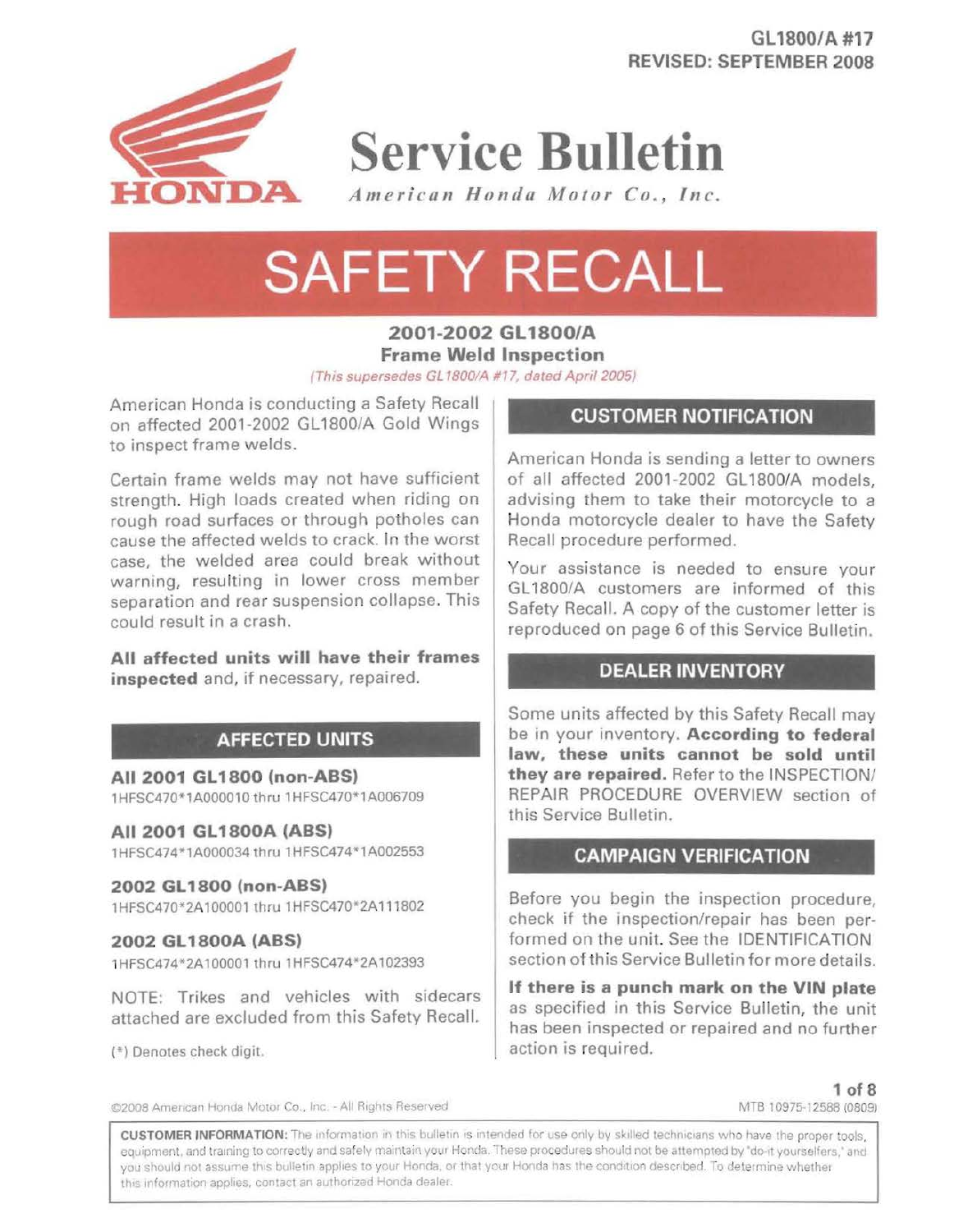GL1800/A #17
REVISED: SEPTEMBER 2008

# Service Bulletin

*American Honda Motor Co., Inc.*

# SAFETY RECALL

## 2001-2002 GL1800/A
## Frame Weld Inspection

*(This supersedes GL1800/A #17, dated April 2005)*

American Honda is conducting a Safety Recall on affected 2001-2002 GL1800/A Gold Wings to inspect frame welds.

Certain frame welds may not have sufficient strength. High loads created when riding on rough road surfaces or through potholes can cause the affected welds to crack. In the worst case, the welded area could break without warning, resulting in lower cross member separation and rear suspension collapse. This could result in a crash.

**All affected units will have their frames inspected** and, if necessary, repaired.

### AFFECTED UNITS

**All 2001 GL1800 (non-ABS)**
1HFSC470*1A000010 thru 1HFSC470*1A006709

**All 2001 GL1800A (ABS)**
1HFSC474*1A000034 thru 1HFSC474*1A002553

**2002 GL1800 (non-ABS)**
1HFSC470*2A100001 thru 1HFSC470*2A111802

**2002 GL1800A (ABS)**
1HFSC474*2A100001 thru 1HFSC474*2A102393

NOTE: Trikes and vehicles with sidecars attached are excluded from this Safety Recall.

(*) Denotes check digit.

### CUSTOMER NOTIFICATION

American Honda is sending a letter to owners of all affected 2001-2002 GL1800/A models, advising them to take their motorcycle to a Honda motorcycle dealer to have the Safety Recall procedure performed.

Your assistance is needed to ensure your GL1800/A customers are informed of this Safety Recall. A copy of the customer letter is reproduced on page 6 of this Service Bulletin.

### DEALER INVENTORY

Some units affected by this Safety Recall may be in your inventory. **According to federal law, these units cannot be sold until they are repaired.** Refer to the INSPECTION/REPAIR PROCEDURE OVERVIEW section of this Service Bulletin.

### CAMPAIGN VERIFICATION

Before you begin the inspection procedure, check if the inspection/repair has been performed on the unit. See the IDENTIFICATION section of this Service Bulletin for more details.

**If there is a punch mark on the VIN plate** as specified in this Service Bulletin, the unit has been inspected or repaired and no further action is required.

©2008 American Honda Motor Co., Inc. - All Rights Reserved

MTB 10975-12588 (0809)

**CUSTOMER INFORMATION:** The information in this bulletin is intended for use only by skilled technicians who have the proper tools, equipment, and training to correctly and safely maintain your Honda. These procedures should not be attempted by "do-it yourselfers," and you should not assume this bulletin applies to your Honda, or that your Honda has the condition described. To determine whether this information applies, contact an authorized Honda dealer.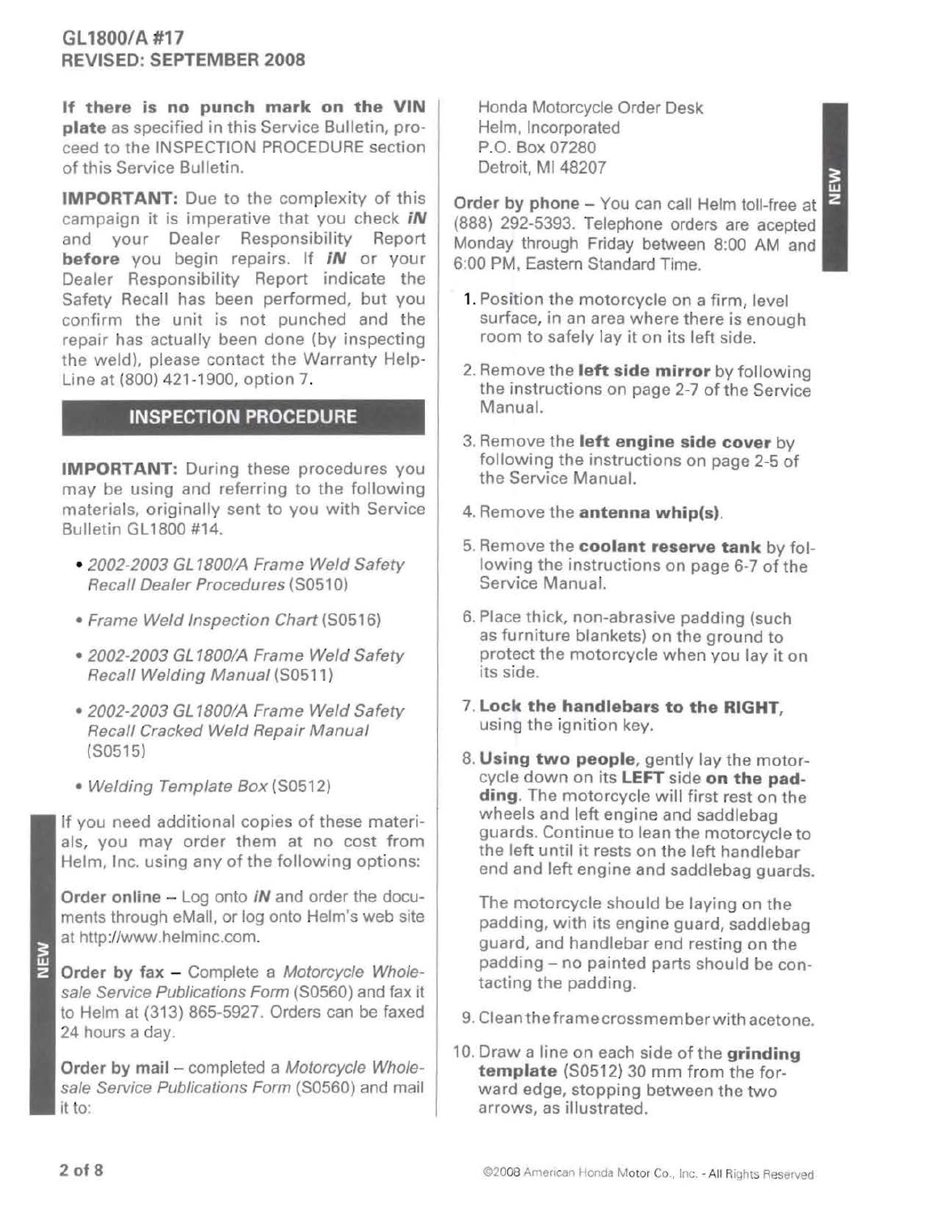**If there is no punch mark on the VIN plate** as specified in this Service Bulletin, proceed to the INSPECTION PROCEDURE section of this Service Bulletin.

**IMPORTANT:** Due to the complexity of this campaign it is imperative that you check ***iN*** and your Dealer Responsibility Report **before** you begin repairs. If ***iN*** or your Dealer Responsibility Report indicate the Safety Recall has been performed, but you confirm the unit is not punched and the repair has actually been done (by inspecting the weld), please contact the Warranty Help-Line at (800) 421-1900, option 7.

## INSPECTION PROCEDURE

**IMPORTANT:** During these procedures you may be using and referring to the following materials, originally sent to you with Service Bulletin GL1800 #14.

- *2002-2003 GL1800/A Frame Weld Safety Recall Dealer Procedures* (S0510)
- *Frame Weld Inspection Chart* (S0516)
- *2002-2003 GL1800/A Frame Weld Safety Recall Welding Manual* (S0511)
- *2002-2003 GL1800/A Frame Weld Safety Recall Cracked Weld Repair Manual* (S0515)
- *Welding Template Box* (S0512)

If you need additional copies of these materials, you may order them at no cost from Helm, Inc. using any of the following options:

**Order online** – Log onto ***iN*** and order the documents through eMall, or log onto Helm's web site at http://www.helminc.com.

**Order by fax** – Complete a *Motorcycle Wholesale Service Publications Form* (S0560) and fax it to Helm at (313) 865-5927. Orders can be faxed 24 hours a day.

**Order by mail** – completed a *Motorcycle Wholesale Service Publications Form* (S0560) and mail it to:

Honda Motorcycle Order Desk
Helm, Incorporated
P.O. Box 07280
Detroit, MI 48207

**Order by phone** – You can call Helm toll-free at (888) 292-5393. Telephone orders are acepted Monday through Friday between 8:00 AM and 6:00 PM, Eastern Standard Time.

1. Position the motorcycle on a firm, level surface, in an area where there is enough room to safely lay it on its left side.
2. Remove the **left side mirror** by following the instructions on page 2-7 of the Service Manual.
3. Remove the **left engine side cover** by following the instructions on page 2-5 of the Service Manual.
4. Remove the **antenna whip(s)**.
5. Remove the **coolant reserve tank** by following the instructions on page 6-7 of the Service Manual.
6. Place thick, non-abrasive padding (such as furniture blankets) on the ground to protect the motorcycle when you lay it on its side.
7. **Lock the handlebars to the RIGHT**, using the ignition key.
8. **Using two people**, gently lay the motorcycle down on its **LEFT** side **on the padding**. The motorcycle will first rest on the wheels and left engine and saddlebag guards. Continue to lean the motorcycle to the left until it rests on the left handlebar end and left engine and saddlebag guards.

   The motorcycle should be laying on the padding, with its engine guard, saddlebag guard, and handlebar end resting on the padding – no painted parts should be contacting the padding.
9. Clean the frame crossmember with acetone.
10. Draw a line on each side of the **grinding template** (S0512) 30 mm from the forward edge, stopping between the two arrows, as illustrated.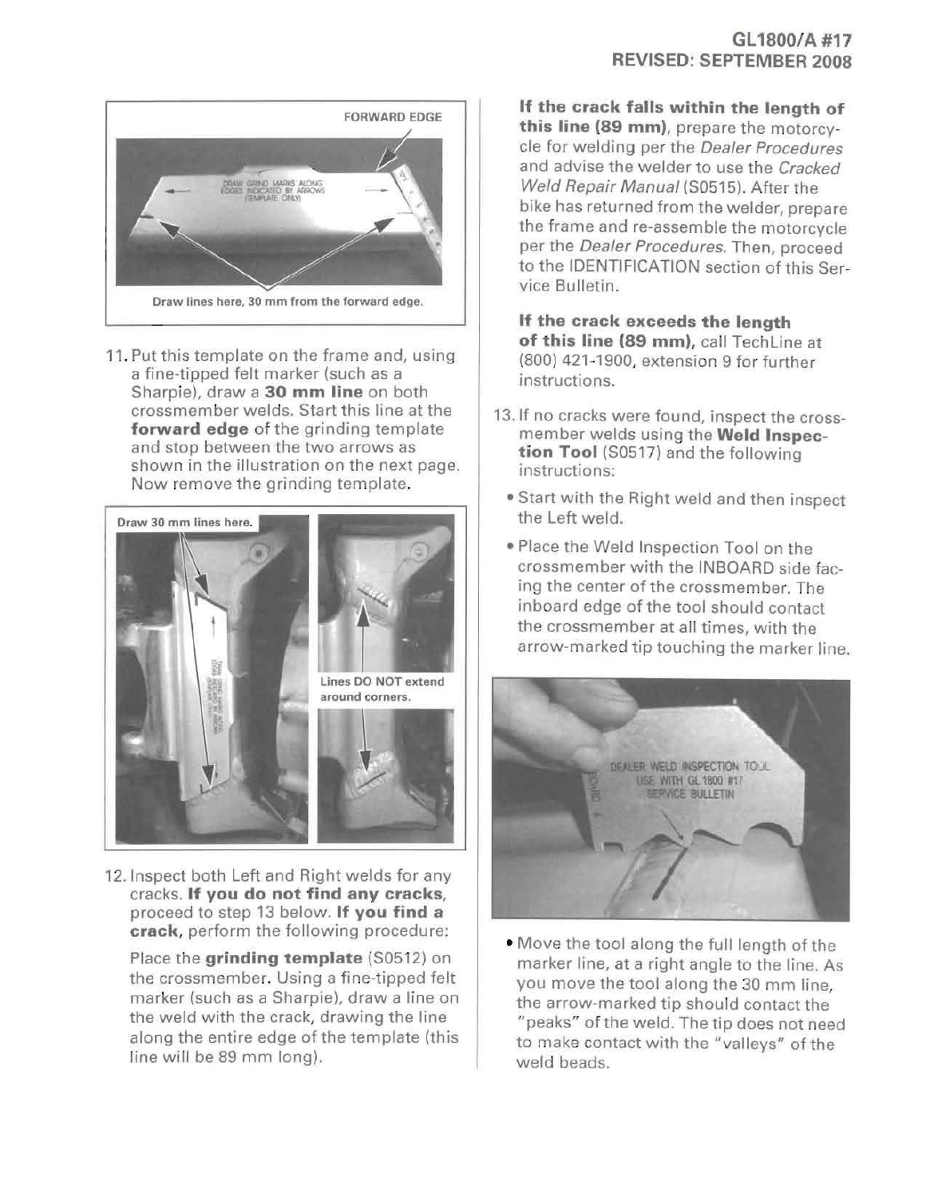Draw lines here, 30 mm from the forward edge.

11. Put this template on the frame and, using a fine-tipped felt marker (such as a Sharpie), draw a **30 mm line** on both crossmember welds. Start this line at the **forward edge** of the grinding template and stop between the two arrows as shown in the illustration on the next page. Now remove the grinding template.

Draw 30 mm lines here.

Lines DO NOT extend around corners.

12. Inspect both Left and Right welds for any cracks. **If you do not find any cracks**, proceed to step 13 below. **If you find a crack**, perform the following procedure:

    Place the **grinding template** (S0512) on the crossmember. Using a fine-tipped felt marker (such as a Sharpie), draw a line on the weld with the crack, drawing the line along the entire edge of the template (this line will be 89 mm long).

    **If the crack falls within the length of this line (89 mm)**, prepare the motorcycle for welding per the *Dealer Procedures* and advise the welder to use the *Cracked Weld Repair Manual* (S0515). After the bike has returned from the welder, prepare the frame and re-assemble the motorcycle per the *Dealer Procedures*. Then, proceed to the IDENTIFICATION section of this Service Bulletin.

    **If the crack exceeds the length of this line (89 mm),** call TechLine at (800) 421-1900, extension 9 for further instructions.

13. If no cracks were found, inspect the crossmember welds using the **Weld Inspection Tool** (S0517) and the following instructions:
    - Start with the Right weld and then inspect the Left weld.
    - Place the Weld Inspection Tool on the crossmember with the INBOARD side facing the center of the crossmember. The inboard edge of the tool should contact the crossmember at all times, with the arrow-marked tip touching the marker line.
    - Move the tool along the full length of the marker line, at a right angle to the line. As you move the tool along the 30 mm line, the arrow-marked tip should contact the "peaks" of the weld. The tip does not need to make contact with the "valleys" of the weld beads.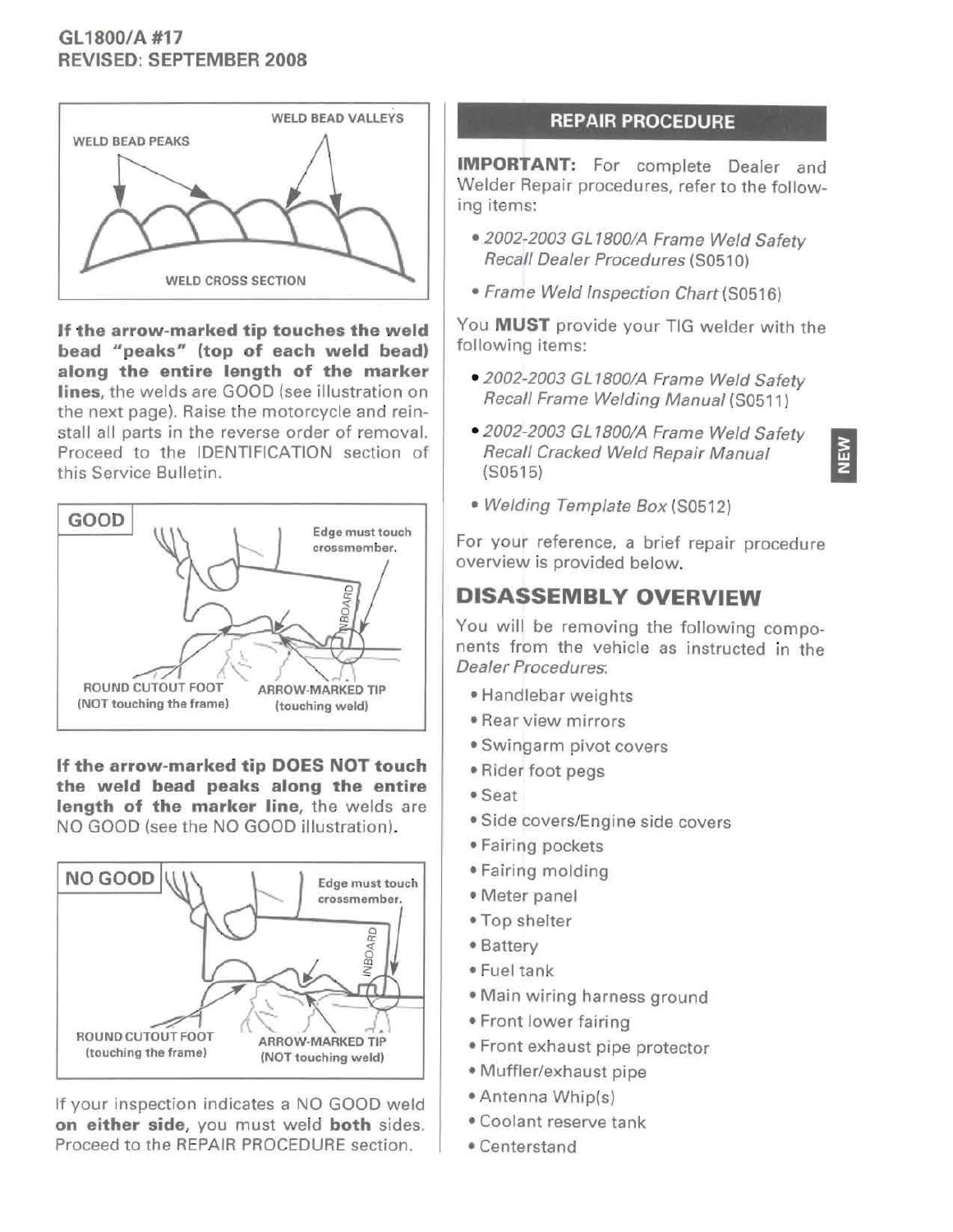WELD BEAD PEAKS

WELD BEAD VALLEYS

WELD CROSS SECTION

**If the arrow-marked tip touches the weld bead "peaks" (top of each weld bead) along the entire length of the marker lines,** the welds are GOOD (see illustration on the next page). Raise the motorcycle and reinstall all parts in the reverse order of removal. Proceed to the IDENTIFICATION section of this Service Bulletin.

GOOD

Edge must touch crossmember.

ROUND CUTOUT FOOT (NOT touching the frame)

ARROW-MARKED TIP (touching weld)

**If the arrow-marked tip DOES NOT touch the weld bead peaks along the entire length of the marker line,** the welds are NO GOOD (see the NO GOOD illustration).

NO GOOD

Edge must touch crossmember.

ROUND CUTOUT FOOT (touching the frame)

ARROW-MARKED TIP (NOT touching weld)

If your inspection indicates a NO GOOD weld **on either side**, you must weld **both** sides. Proceed to the REPAIR PROCEDURE section.

## REPAIR PROCEDURE

**IMPORTANT:** For complete Dealer and Welder Repair procedures, refer to the following items:

- *2002-2003 GL1800/A Frame Weld Safety Recall Dealer Procedures* (S0510)
- *Frame Weld Inspection Chart* (S0516)

You **MUST** provide your TIG welder with the following items:

- *2002-2003 GL1800/A Frame Weld Safety Recall Frame Welding Manual* (S0511)
- *2002-2003 GL1800/A Frame Weld Safety Recall Cracked Weld Repair Manual* (S0515)
- *Welding Template Box* (S0512)

For your reference, a brief repair procedure overview is provided below.

## DISASSEMBLY OVERVIEW

You will be removing the following components from the vehicle as instructed in the *Dealer Procedures*:

- Handlebar weights
- Rear view mirrors
- Swingarm pivot covers
- Rider foot pegs
- Seat
- Side covers/Engine side covers
- Fairing pockets
- Fairing molding
- Meter panel
- Top shelter
- Battery
- Fuel tank
- Main wiring harness ground
- Front lower fairing
- Front exhaust pipe protector
- Muffler/exhaust pipe
- Antenna Whip(s)
- Coolant reserve tank
- Centerstand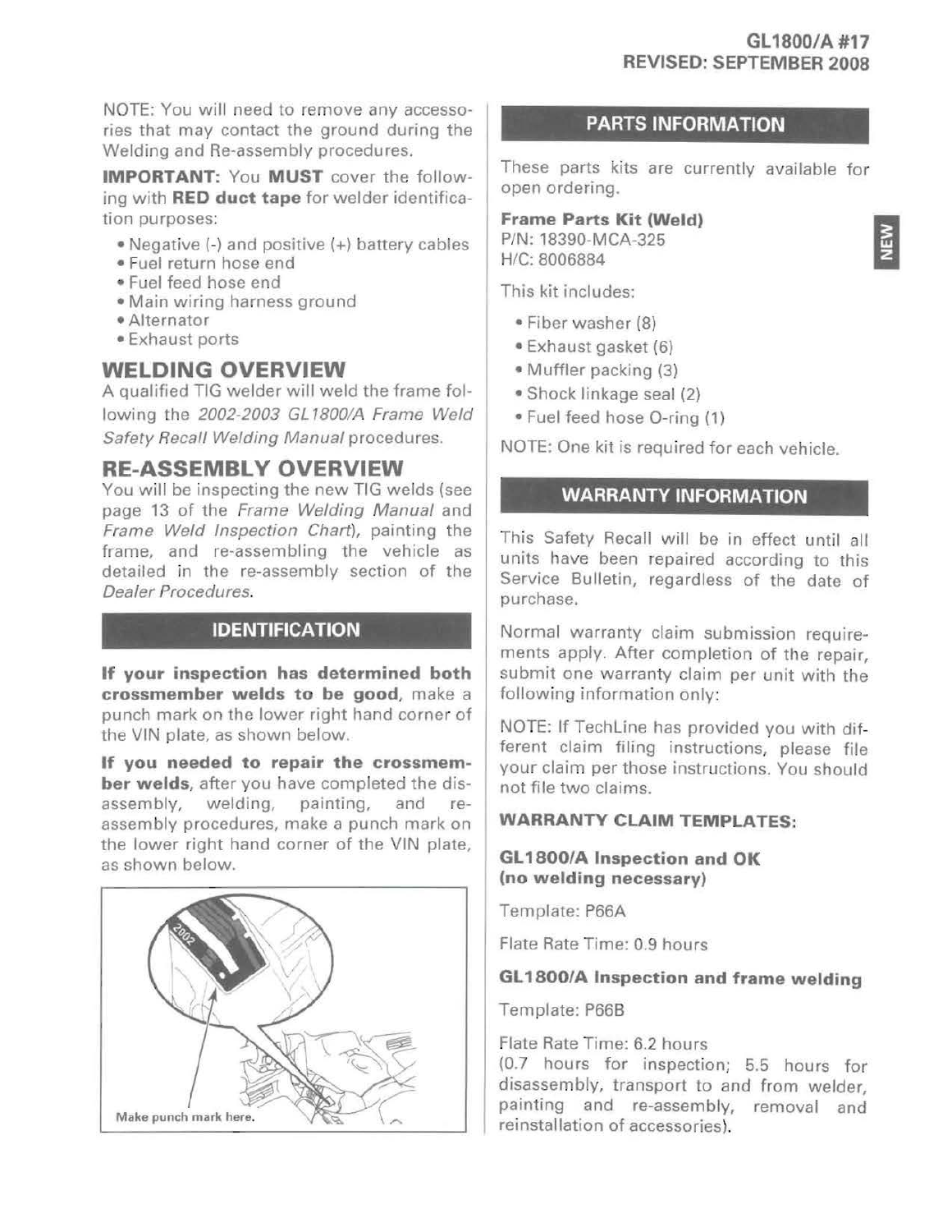NOTE: You will need to remove any accessories that may contact the ground during the Welding and Re-assembly procedures.

**IMPORTANT:** You **MUST** cover the following with **RED duct tape** for welder identification purposes:

- Negative (-) and positive (+) battery cables
- Fuel return hose end
- Fuel feed hose end
- Main wiring harness ground
- Alternator
- Exhaust ports

## WELDING OVERVIEW

A qualified TIG welder will weld the frame following the *2002-2003 GL1800/A Frame Weld Safety Recall Welding Manual* procedures.

## RE-ASSEMBLY OVERVIEW

You will be inspecting the new TIG welds (see page 13 of the *Frame Welding Manual* and *Frame Weld Inspection Chart*), painting the frame, and re-assembling the vehicle as detailed in the re-assembly section of the *Dealer Procedures*.

## IDENTIFICATION

**If your inspection has determined both crossmember welds to be good**, make a punch mark on the lower right hand corner of the VIN plate, as shown below.

**If you needed to repair the crossmember welds**, after you have completed the disassembly, welding, painting, and re-assembly procedures, make a punch mark on the lower right hand corner of the VIN plate, as shown below.

Make punch mark here.

## PARTS INFORMATION

These parts kits are currently available for open ordering.

**Frame Parts Kit (Weld)**
P/N: 18390-MCA-325
H/C: 8006884

This kit includes:

- Fiber washer (8)
- Exhaust gasket (6)
- Muffler packing (3)
- Shock linkage seal (2)
- Fuel feed hose O-ring (1)

NOTE: One kit is required for each vehicle.

## WARRANTY INFORMATION

This Safety Recall will be in effect until all units have been repaired according to this Service Bulletin, regardless of the date of purchase.

Normal warranty claim submission requirements apply. After completion of the repair, submit one warranty claim per unit with the following information only:

NOTE: If TechLine has provided you with different claim filing instructions, please file your claim per those instructions. You should not file two claims.

**WARRANTY CLAIM TEMPLATES:**

**GL1800/A Inspection and OK (no welding necessary)**

Template: P66A

Flate Rate Time: 0.9 hours

**GL1800/A Inspection and frame welding**

Template: P66B

Flate Rate Time: 6.2 hours
(0.7 hours for inspection; 5.5 hours for disassembly, transport to and from welder, painting and re-assembly, removal and reinstallation of accessories).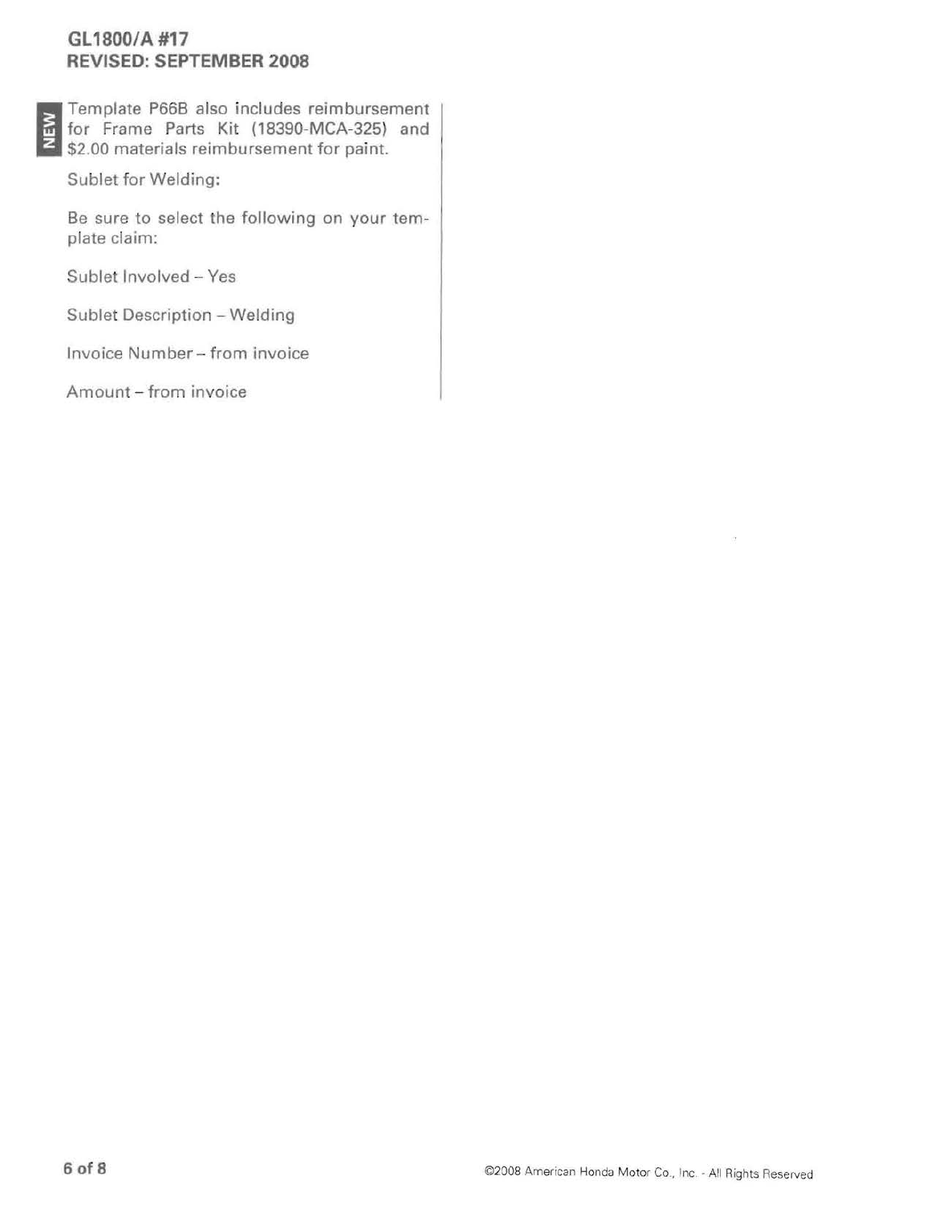NEW

Template P66B also includes reimbursement for Frame Parts Kit (18390-MCA-325) and $2.00 materials reimbursement for paint.

Sublet for Welding:

Be sure to select the following on your template claim:

Sublet Involved – Yes

Sublet Description – Welding

Invoice Number – from invoice

Amount – from invoice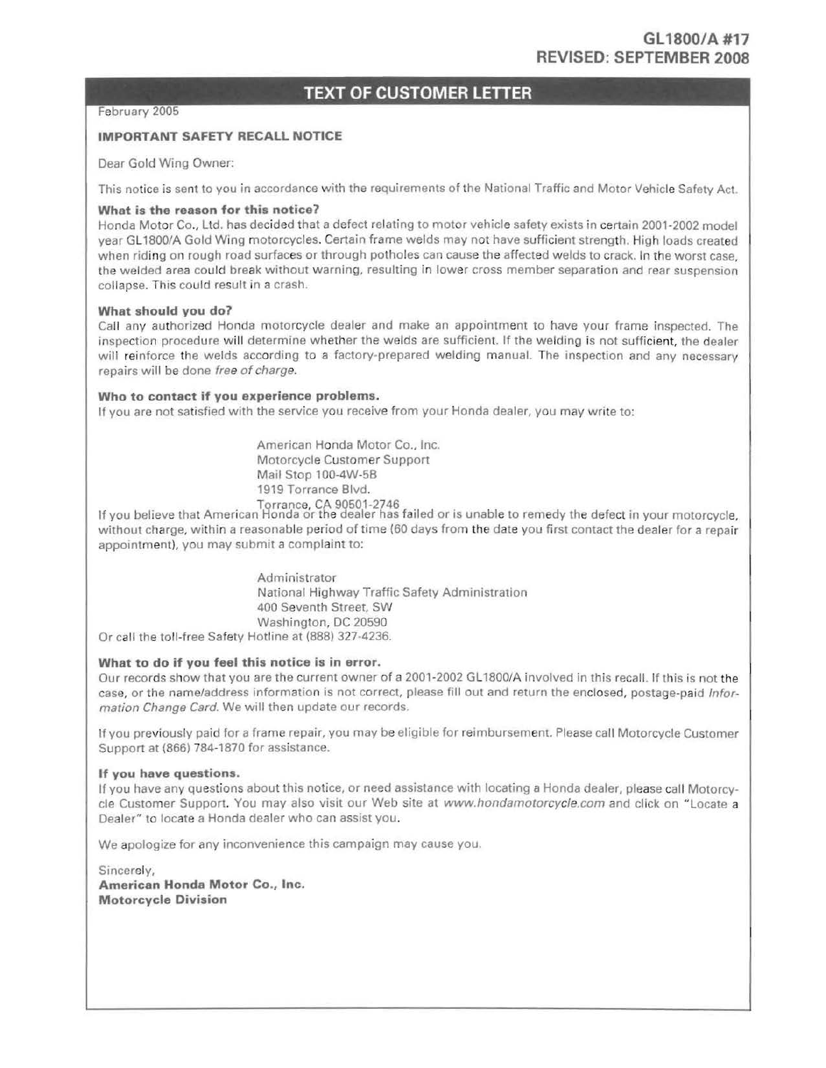## TEXT OF CUSTOMER LETTER

February 2005

**IMPORTANT SAFETY RECALL NOTICE**

Dear Gold Wing Owner:

This notice is sent to you in accordance with the requirements of the National Traffic and Motor Vehicle Safety Act.

**What is the reason for this notice?**

Honda Motor Co., Ltd. has decided that a defect relating to motor vehicle safety exists in certain 2001-2002 model year GL1800/A Gold Wing motorcycles. Certain frame welds may not have sufficient strength. High loads created when riding on rough road surfaces or through potholes can cause the affected welds to crack. In the worst case, the welded area could break without warning, resulting in lower cross member separation and rear suspension collapse. This could result in a crash.

**What should you do?**

Call any authorized Honda motorcycle dealer and make an appointment to have your frame inspected. The inspection procedure will determine whether the welds are sufficient. If the welding is not sufficient, the dealer will reinforce the welds according to a factory-prepared welding manual. The inspection and any necessary repairs will be done *free of charge.*

**Who to contact if you experience problems.**

If you are not satisfied with the service you receive from your Honda dealer, you may write to:

American Honda Motor Co., Inc.
Motorcycle Customer Support
Mail Stop 100-4W-5B
1919 Torrance Blvd.
Torrance, CA 90501-2746

If you believe that American Honda or the dealer has failed or is unable to remedy the defect in your motorcycle, without charge, within a reasonable period of time (60 days from the date you first contact the dealer for a repair appointment), you may submit a complaint to:

Administrator
National Highway Traffic Safety Administration
400 Seventh Street, SW
Washington, DC 20590

Or call the toll-free Safety Hotline at (888) 327-4236.

**What to do if you feel this notice is in error.**

Our records show that you are the current owner of a 2001-2002 GL1800/A involved in this recall. If this is not the case, or the name/address information is not correct, please fill out and return the enclosed, postage-paid *Information Change Card.* We will then update our records.

If you previously paid for a frame repair, you may be eligible for reimbursement. Please call Motorcycle Customer Support at (866) 784-1870 for assistance.

**If you have questions.**

If you have any questions about this notice, or need assistance with locating a Honda dealer, please call Motorcycle Customer Support. You may also visit our Web site at *www.hondamotorcycle.com* and click on "Locate a Dealer" to locate a Honda dealer who can assist you.

We apologize for any inconvenience this campaign may cause you.

Sincerely,
**American Honda Motor Co., Inc.**
**Motorcycle Division**